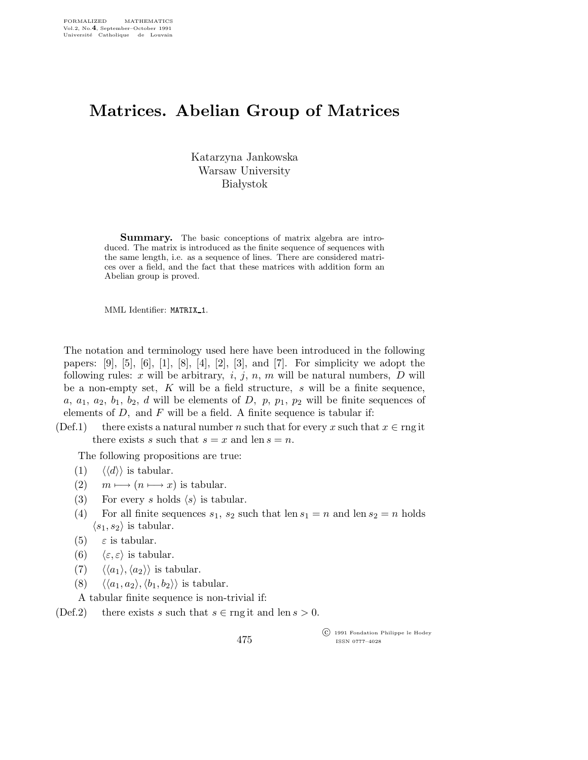# Matrices. Abelian Group of Matrices

Katarzyna Jankowska
Warsaw University
Białystok

**Summary.** The basic conceptions of matrix algebra are introduced. The matrix is introduced as the finite sequence of sequences with the same length, i.e. as a sequence of lines. There are considered matrices over a field, and the fact that these matrices with addition form an Abelian group is proved.

MML Identifier: MATRIX_1.

The notation and terminology used here have been introduced in the following papers: [9], [5], [6], [1], [8], [4], [2], [3], and [7]. For simplicity we adopt the following rules: $x$ will be arbitrary, $i$, $j$, $n$, $m$ will be natural numbers, $D$ will be a non-empty set, $K$ will be a field structure, $s$ will be a finite sequence, $a$, $a_1$, $a_2$, $b_1$, $b_2$, $d$ will be elements of $D$, $p$, $p_1$, $p_2$ will be finite sequences of elements of $D$, and $F$ will be a field. A finite sequence is tabular if:

(Def.1) there exists a natural number $n$ such that for every $x$ such that $x \in \operatorname{rng}$ it there exists $s$ such that $s = x$ and $\operatorname{len} s = n$.

The following propositions are true:

(1) $\langle\langle d\rangle\rangle$ is tabular.

(2) $m \longmapsto (n \longmapsto x)$ is tabular.

(3) For every $s$ holds $\langle s\rangle$ is tabular.

(4) For all finite sequences $s_1$, $s_2$ such that $\operatorname{len} s_1 = n$ and $\operatorname{len} s_2 = n$ holds $\langle s_1, s_2\rangle$ is tabular.

(5) $\varepsilon$ is tabular.

(6) $\langle\varepsilon, \varepsilon\rangle$ is tabular.

(7) $\langle\langle a_1\rangle, \langle a_2\rangle\rangle$ is tabular.

(8) $\langle\langle a_1, a_2\rangle, \langle b_1, b_2\rangle\rangle$ is tabular.

A tabular finite sequence is non-trivial if:

(Def.2) there exists $s$ such that $s \in \operatorname{rng}$ it and $\operatorname{len} s > 0$.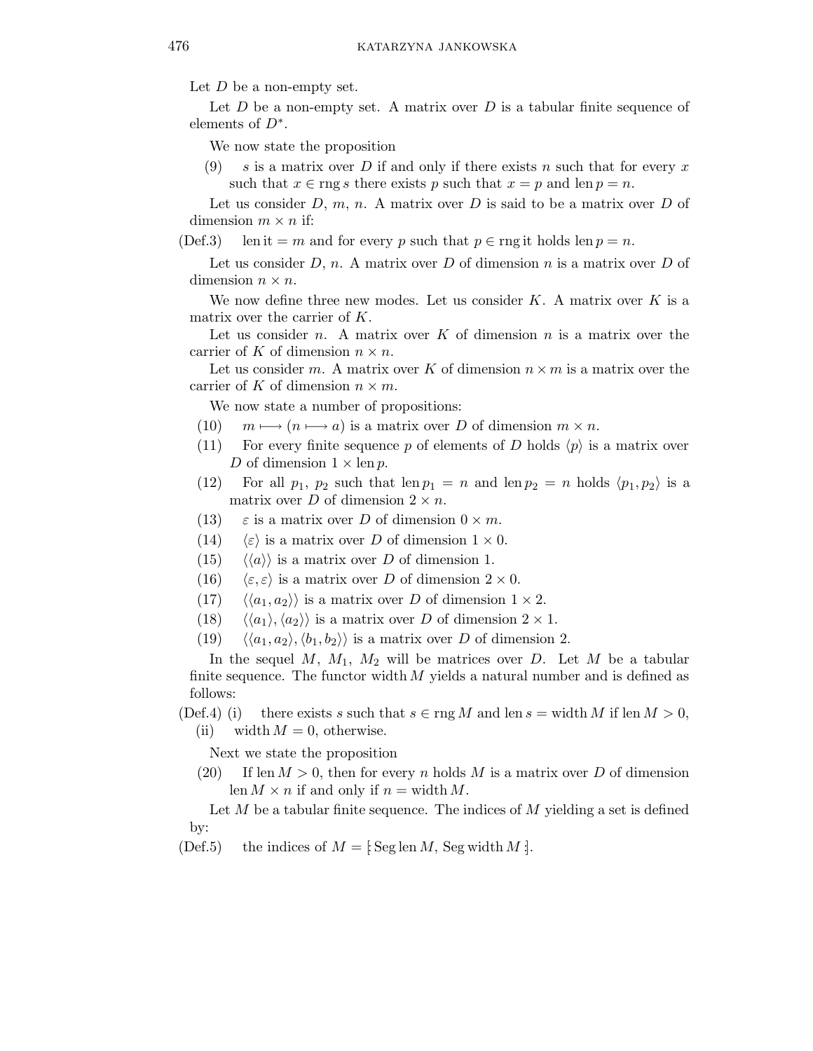Let $D$ be a non-empty set.

Let $D$ be a non-empty set. A matrix over $D$ is a tabular finite sequence of elements of $D^*$.

We now state the proposition

(9) $s$ is a matrix over $D$ if and only if there exists $n$ such that for every $x$ such that $x \in \operatorname{rng} s$ there exists $p$ such that $x = p$ and $\operatorname{len} p = n$.

Let us consider $D$, $m$, $n$. A matrix over $D$ is said to be a matrix over $D$ of dimension $m \times n$ if:

(Def.3) $\operatorname{len} \mathrm{it} = m$ and for every $p$ such that $p \in \operatorname{rng} \mathrm{it}$ it holds $\operatorname{len} p = n$.

Let us consider $D$, $n$. A matrix over $D$ of dimension $n$ is a matrix over $D$ of dimension $n \times n$.

We now define three new modes. Let us consider $K$. A matrix over $K$ is a matrix over the carrier of $K$.

Let us consider $n$. A matrix over $K$ of dimension $n$ is a matrix over the carrier of $K$ of dimension $n \times n$.

Let us consider $m$. A matrix over $K$ of dimension $n \times m$ is a matrix over the carrier of $K$ of dimension $n \times m$.

We now state a number of propositions:

(10) $m \longmapsto (n \longmapsto a)$ is a matrix over $D$ of dimension $m \times n$.

(11) For every finite sequence $p$ of elements of $D$ holds $\langle p \rangle$ is a matrix over $D$ of dimension $1 \times \operatorname{len} p$.

(12) For all $p_1$, $p_2$ such that $\operatorname{len} p_1 = n$ and $\operatorname{len} p_2 = n$ holds $\langle p_1, p_2 \rangle$ is a matrix over $D$ of dimension $2 \times n$.

(13) $\varepsilon$ is a matrix over $D$ of dimension $0 \times m$.

(14) $\langle \varepsilon \rangle$ is a matrix over $D$ of dimension $1 \times 0$.

(15) $\langle \langle a \rangle \rangle$ is a matrix over $D$ of dimension 1.

(16) $\langle \varepsilon, \varepsilon \rangle$ is a matrix over $D$ of dimension $2 \times 0$.

(17) $\langle \langle a_1, a_2 \rangle \rangle$ is a matrix over $D$ of dimension $1 \times 2$.

(18) $\langle \langle a_1 \rangle, \langle a_2 \rangle \rangle$ is a matrix over $D$ of dimension $2 \times 1$.

(19) $\langle \langle a_1, a_2 \rangle, \langle b_1, b_2 \rangle \rangle$ is a matrix over $D$ of dimension 2.

In the sequel $M$, $M_1$, $M_2$ will be matrices over $D$. Let $M$ be a tabular finite sequence. The functor width $M$ yields a natural number and is defined as follows:

(Def.4) (i) there exists $s$ such that $s \in \operatorname{rng} M$ and $\operatorname{len} s = \operatorname{width} M$ if $\operatorname{len} M > 0$,

(ii) $\operatorname{width} M = 0$, otherwise.

Next we state the proposition

(20) If $\operatorname{len} M > 0$, then for every $n$ holds $M$ is a matrix over $D$ of dimension $\operatorname{len} M \times n$ if and only if $n = \operatorname{width} M$.

Let $M$ be a tabular finite sequence. The indices of $M$ yielding a set is defined by:

(Def.5) the indices of $M = [\!:\operatorname{Seg} \operatorname{len} M, \operatorname{Seg} \operatorname{width} M:\!]$.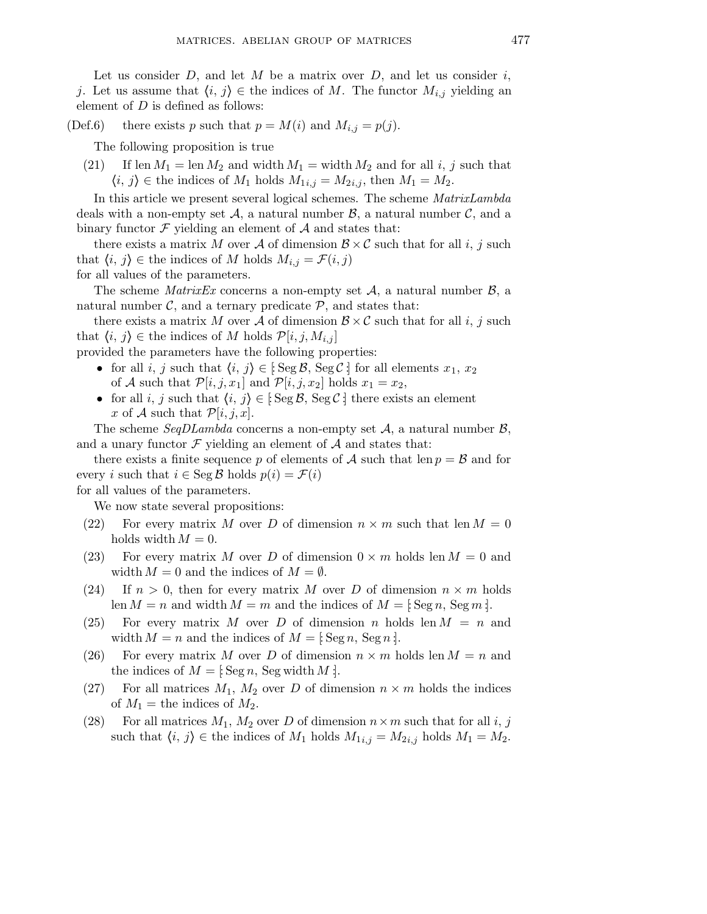Let us consider $D$, and let $M$ be a matrix over $D$, and let us consider $i$, $j$. Let us assume that $\langle i, j \rangle \in$ the indices of $M$. The functor $M_{i,j}$ yielding an element of $D$ is defined as follows:

(Def.6) there exists $p$ such that $p = M(i)$ and $M_{i,j} = p(j)$.

The following proposition is true

(21) If $\operatorname{len} M_1 = \operatorname{len} M_2$ and $\operatorname{width} M_1 = \operatorname{width} M_2$ and for all $i$, $j$ such that $\langle i, j \rangle \in$ the indices of $M_1$ holds $M_{1\,i,j} = M_{2\,i,j}$, then $M_1 = M_2$.

In this article we present several logical schemes. The scheme *MatrixLambda* deals with a non-empty set $\mathcal{A}$, a natural number $\mathcal{B}$, a natural number $\mathcal{C}$, and a binary functor $\mathcal{F}$ yielding an element of $\mathcal{A}$ and states that:

there exists a matrix $M$ over $\mathcal{A}$ of dimension $\mathcal{B} \times \mathcal{C}$ such that for all $i$, $j$ such that $\langle i, j \rangle \in$ the indices of $M$ holds $M_{i,j} = \mathcal{F}(i, j)$
for all values of the parameters.

The scheme *MatrixEx* concerns a non-empty set $\mathcal{A}$, a natural number $\mathcal{B}$, a natural number $\mathcal{C}$, and a ternary predicate $\mathcal{P}$, and states that:

there exists a matrix $M$ over $\mathcal{A}$ of dimension $\mathcal{B} \times \mathcal{C}$ such that for all $i$, $j$ such that $\langle i, j \rangle \in$ the indices of $M$ holds $\mathcal{P}[i, j, M_{i,j}]$
provided the parameters have the following properties:

- for all $i$, $j$ such that $\langle i, j \rangle \in [\!: \operatorname{Seg} \mathcal{B}, \operatorname{Seg} \mathcal{C} :\!]$ for all elements $x_1$, $x_2$ of $\mathcal{A}$ such that $\mathcal{P}[i, j, x_1]$ and $\mathcal{P}[i, j, x_2]$ holds $x_1 = x_2$,
- for all $i$, $j$ such that $\langle i, j \rangle \in [\!: \operatorname{Seg} \mathcal{B}, \operatorname{Seg} \mathcal{C} :\!]$ there exists an element $x$ of $\mathcal{A}$ such that $\mathcal{P}[i, j, x]$.

The scheme *SeqDLambda* concerns a non-empty set $\mathcal{A}$, a natural number $\mathcal{B}$, and a unary functor $\mathcal{F}$ yielding an element of $\mathcal{A}$ and states that:

there exists a finite sequence $p$ of elements of $\mathcal{A}$ such that $\operatorname{len} p = \mathcal{B}$ and for every $i$ such that $i \in \operatorname{Seg} \mathcal{B}$ holds $p(i) = \mathcal{F}(i)$
for all values of the parameters.

We now state several propositions:

(22) For every matrix $M$ over $D$ of dimension $n \times m$ such that $\operatorname{len} M = 0$ holds $\operatorname{width} M = 0$.

(23) For every matrix $M$ over $D$ of dimension $0 \times m$ holds $\operatorname{len} M = 0$ and $\operatorname{width} M = 0$ and the indices of $M = \emptyset$.

(24) If $n > 0$, then for every matrix $M$ over $D$ of dimension $n \times m$ holds $\operatorname{len} M = n$ and $\operatorname{width} M = m$ and the indices of $M = [\!: \operatorname{Seg} n, \operatorname{Seg} m :\!]$.

(25) For every matrix $M$ over $D$ of dimension $n$ holds $\operatorname{len} M = n$ and $\operatorname{width} M = n$ and the indices of $M = [\!: \operatorname{Seg} n, \operatorname{Seg} n :\!]$.

(26) For every matrix $M$ over $D$ of dimension $n \times m$ holds $\operatorname{len} M = n$ and the indices of $M = [\!: \operatorname{Seg} n, \operatorname{Seg} \operatorname{width} M :\!]$.

(27) For all matrices $M_1$, $M_2$ over $D$ of dimension $n \times m$ holds the indices of $M_1 =$ the indices of $M_2$.

(28) For all matrices $M_1$, $M_2$ over $D$ of dimension $n \times m$ such that for all $i$, $j$ such that $\langle i, j \rangle \in$ the indices of $M_1$ holds $M_{1\,i,j} = M_{2\,i,j}$ holds $M_1 = M_2$.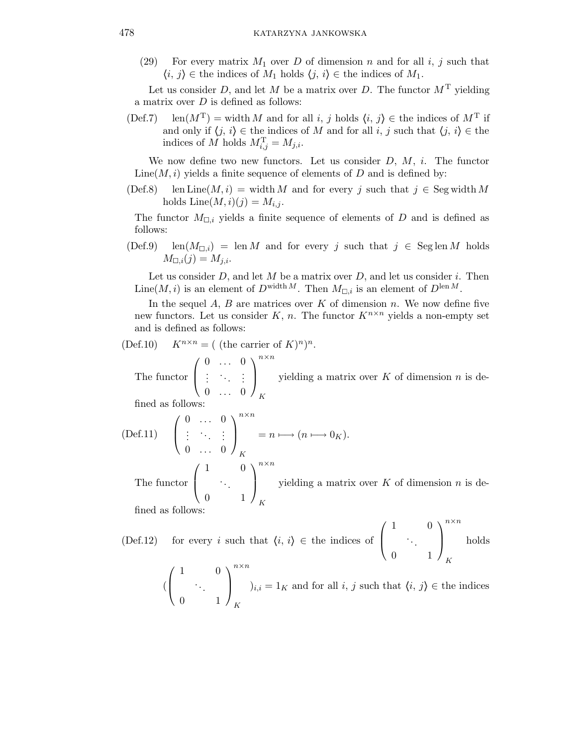(29) For every matrix $M_1$ over $D$ of dimension $n$ and for all $i$, $j$ such that $\langle i, j\rangle \in$ the indices of $M_1$ holds $\langle j, i\rangle \in$ the indices of $M_1$.

Let us consider $D$, and let $M$ be a matrix over $D$. The functor $M^{\mathrm{T}}$ yielding a matrix over $D$ is defined as follows:

(Def.7) $\operatorname{len}(M^{\mathrm{T}}) = \operatorname{width} M$ and for all $i$, $j$ holds $\langle i, j\rangle \in$ the indices of $M^{\mathrm{T}}$ if and only if $\langle j, i\rangle \in$ the indices of $M$ and for all $i$, $j$ such that $\langle j, i\rangle \in$ the indices of $M$ holds $M^{\mathrm{T}}_{i,j} = M_{j,i}$.

We now define two new functors. Let us consider $D$, $M$, $i$. The functor $\operatorname{Line}(M, i)$ yields a finite sequence of elements of $D$ and is defined by:

(Def.8) $\operatorname{len}\operatorname{Line}(M, i) = \operatorname{width} M$ and for every $j$ such that $j \in \operatorname{Seg}\operatorname{width} M$ holds $\operatorname{Line}(M, i)(j) = M_{i,j}$.

The functor $M_{\square,i}$ yields a finite sequence of elements of $D$ and is defined as follows:

(Def.9) $\operatorname{len}(M_{\square,i}) = \operatorname{len} M$ and for every $j$ such that $j \in \operatorname{Seg}\operatorname{len} M$ holds $M_{\square,i}(j) = M_{j,i}$.

Let us consider $D$, and let $M$ be a matrix over $D$, and let us consider $i$. Then $\operatorname{Line}(M, i)$ is an element of $D^{\operatorname{width} M}$. Then $M_{\square,i}$ is an element of $D^{\operatorname{len} M}$.

In the sequel $A$, $B$ are matrices over $K$ of dimension $n$. We now define five new functors. Let us consider $K$, $n$. The functor $K^{n\times n}$ yields a non-empty set and is defined as follows:

(Def.10) $K^{n\times n} = (\text{ (the carrier of } K)^n)^n$.

The functor $\begin{pmatrix} 0 & \ldots & 0 \\ \vdots & \ddots & \vdots \\ 0 & \ldots & 0 \end{pmatrix}^{n\times n}_K$ yielding a matrix over $K$ of dimension $n$ is defined as follows:

(Def.11) $\begin{pmatrix} 0 & \ldots & 0 \\ \vdots & \ddots & \vdots \\ 0 & \ldots & 0 \end{pmatrix}^{n\times n}_K = n \longmapsto (n \longmapsto 0_K)$.

The functor $\begin{pmatrix} 1 & & 0 \\ & \ddots & \\ 0 & & 1 \end{pmatrix}^{n\times n}_K$ yielding a matrix over $K$ of dimension $n$ is defined as follows:

(Def.12) for every $i$ such that $\langle i, i\rangle \in$ the indices of $\begin{pmatrix} 1 & & 0 \\ & \ddots & \\ 0 & & 1 \end{pmatrix}^{n\times n}_K$ holds $(\begin{pmatrix} 1 & & 0 \\ & \ddots & \\ 0 & & 1 \end{pmatrix}^{n\times n}_K)_{i,i} = 1_K$ and for all $i$, $j$ such that $\langle i, j\rangle \in$ the indices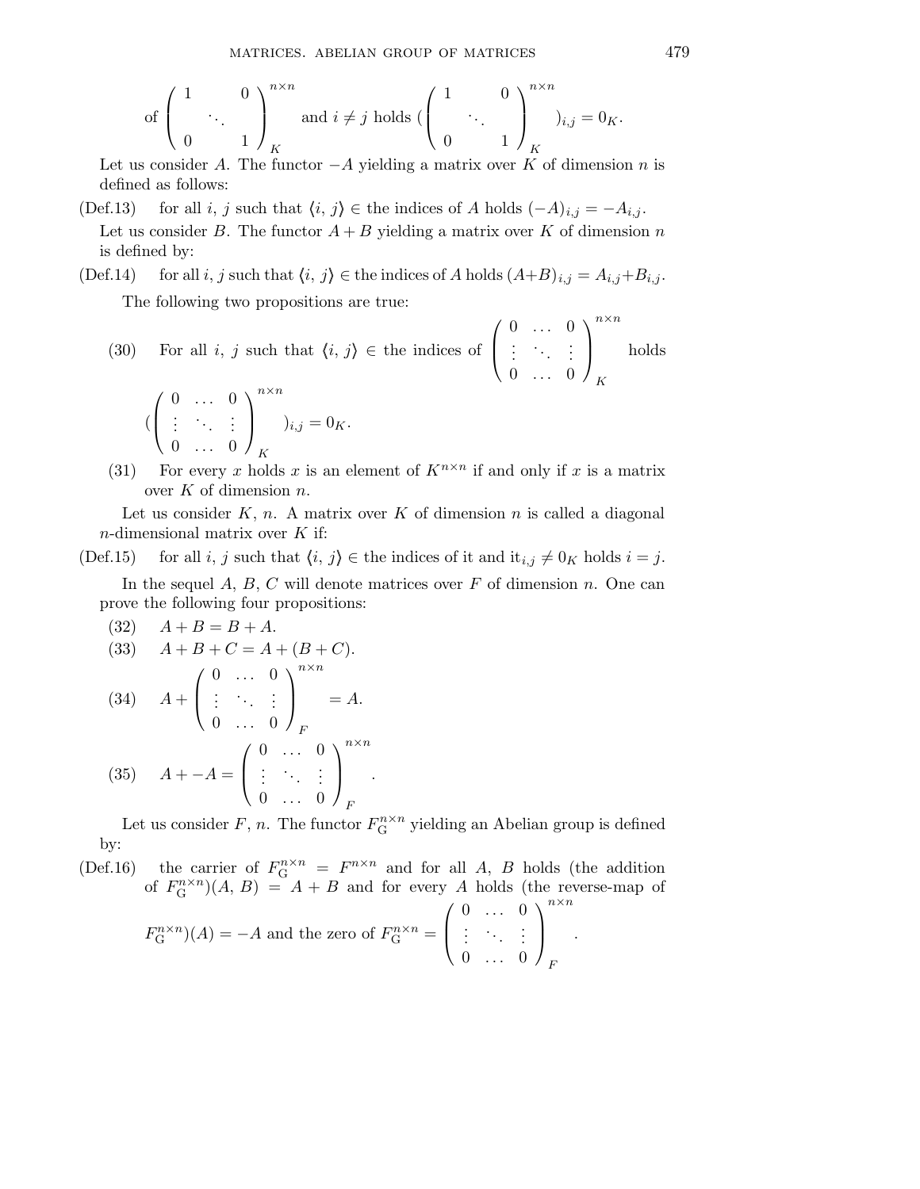of $\begin{pmatrix} 1 & & 0 \\ & \ddots & \\ 0 & & 1 \end{pmatrix}_K^{n \times n}$ and $i \neq j$ holds $(\begin{pmatrix} 1 & & 0 \\ & \ddots & \\ 0 & & 1 \end{pmatrix}_K^{n \times n})_{i,j} = 0_K$.

Let us consider $A$. The functor $-A$ yielding a matrix over $K$ of dimension $n$ is defined as follows:

(Def.13) for all $i$, $j$ such that $\langle i, j \rangle \in$ the indices of $A$ holds $(-A)_{i,j} = -A_{i,j}$.

Let us consider $B$. The functor $A + B$ yielding a matrix over $K$ of dimension $n$ is defined by:

(Def.14) for all $i$, $j$ such that $\langle i, j \rangle \in$ the indices of $A$ holds $(A+B)_{i,j} = A_{i,j}+B_{i,j}$.

The following two propositions are true:

(30) For all $i$, $j$ such that $\langle i, j \rangle \in$ the indices of $\begin{pmatrix} 0 & \ldots & 0 \\ \vdots & \ddots & \vdots \\ 0 & \ldots & 0 \end{pmatrix}_K^{n \times n}$ holds $(\begin{pmatrix} 0 & \ldots & 0 \\ \vdots & \ddots & \vdots \\ 0 & \ldots & 0 \end{pmatrix}_K^{n \times n})_{i,j} = 0_K$.

(31) For every $x$ holds $x$ is an element of $K^{n \times n}$ if and only if $x$ is a matrix over $K$ of dimension $n$.

Let us consider $K$, $n$. A matrix over $K$ of dimension $n$ is called a diagonal $n$-dimensional matrix over $K$ if:

(Def.15) for all $i$, $j$ such that $\langle i, j \rangle \in$ the indices of it and $\mathrm{it}_{i,j} \neq 0_K$ holds $i = j$.

In the sequel $A$, $B$, $C$ will denote matrices over $F$ of dimension $n$. One can prove the following four propositions:

(32) $A + B = B + A$.

(33) $A + B + C = A + (B + C)$.

(34) $A + \begin{pmatrix} 0 & \ldots & 0 \\ \vdots & \ddots & \vdots \\ 0 & \ldots & 0 \end{pmatrix}_F^{n \times n} = A$.

(35) $A + -A = \begin{pmatrix} 0 & \ldots & 0 \\ \vdots & \ddots & \vdots \\ 0 & \ldots & 0 \end{pmatrix}_F^{n \times n}$.

Let us consider $F$, $n$. The functor $F_{\mathrm{G}}^{n \times n}$ yielding an Abelian group is defined by:

(Def.16) the carrier of $F_{\mathrm{G}}^{n \times n} = F^{n \times n}$ and for all $A$, $B$ holds (the addition of $F_{\mathrm{G}}^{n \times n})(A, B) = A + B$ and for every $A$ holds (the reverse-map of $F_{\mathrm{G}}^{n \times n})(A) = -A$ and the zero of $F_{\mathrm{G}}^{n \times n} = \begin{pmatrix} 0 & \ldots & 0 \\ \vdots & \ddots & \vdots \\ 0 & \ldots & 0 \end{pmatrix}_F^{n \times n}$.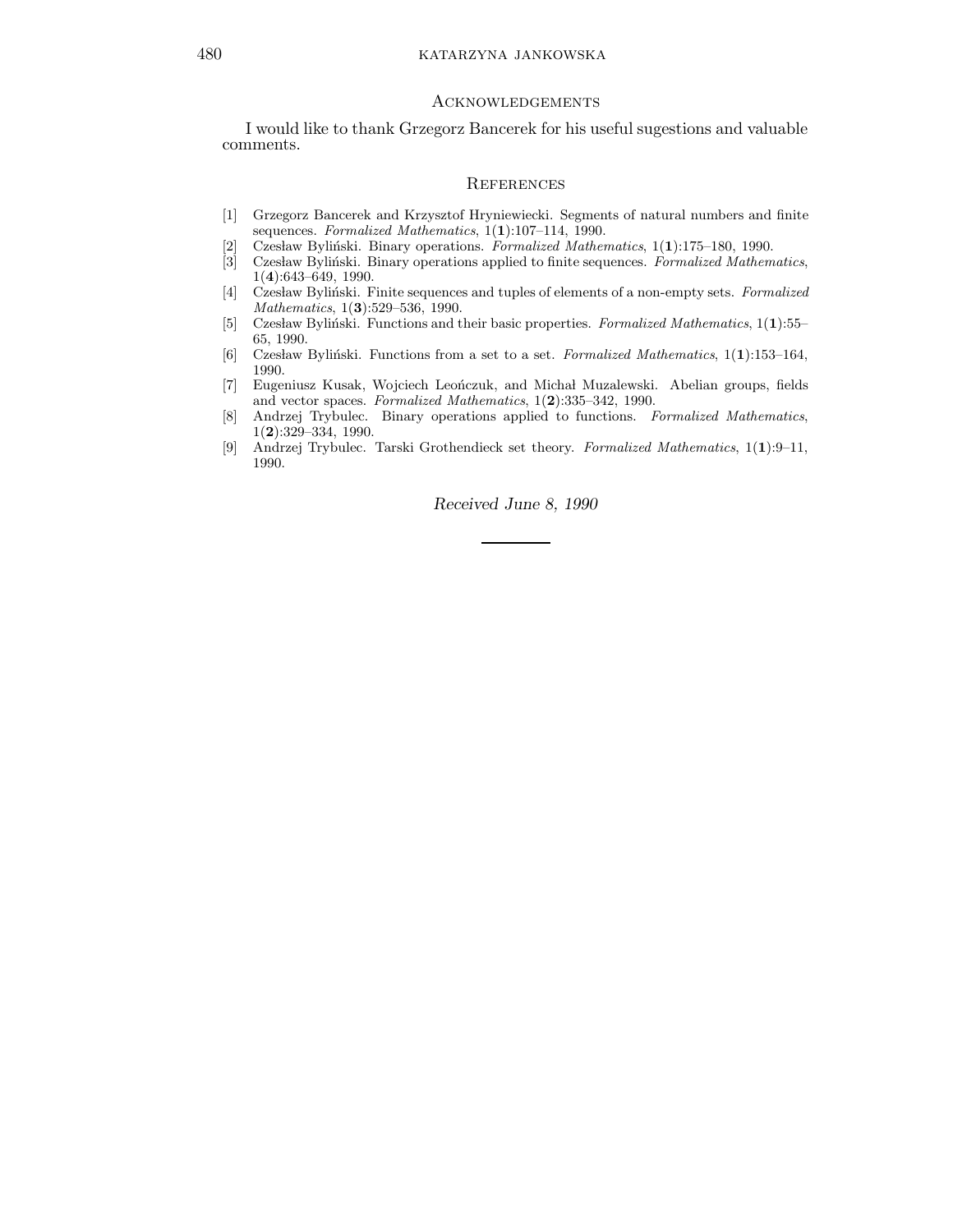## Acknowledgements

I would like to thank Grzegorz Bancerek for his useful sugestions and valuable comments.

## References

[1] Grzegorz Bancerek and Krzysztof Hryniewiecki. Segments of natural numbers and finite sequences. *Formalized Mathematics*, 1(**1**):107–114, 1990.

[2] Czesław Byliński. Binary operations. *Formalized Mathematics*, 1(**1**):175–180, 1990.

[3] Czesław Byliński. Binary operations applied to finite sequences. *Formalized Mathematics*, 1(**4**):643–649, 1990.

[4] Czesław Byliński. Finite sequences and tuples of elements of a non-empty sets. *Formalized Mathematics*, 1(**3**):529–536, 1990.

[5] Czesław Byliński. Functions and their basic properties. *Formalized Mathematics*, 1(**1**):55–65, 1990.

[6] Czesław Byliński. Functions from a set to a set. *Formalized Mathematics*, 1(**1**):153–164, 1990.

[7] Eugeniusz Kusak, Wojciech Leończuk, and Michał Muzalewski. Abelian groups, fields and vector spaces. *Formalized Mathematics*, 1(**2**):335–342, 1990.

[8] Andrzej Trybulec. Binary operations applied to functions. *Formalized Mathematics*, 1(**2**):329–334, 1990.

[9] Andrzej Trybulec. Tarski Grothendieck set theory. *Formalized Mathematics*, 1(**1**):9–11, 1990.

*Received June 8, 1990*